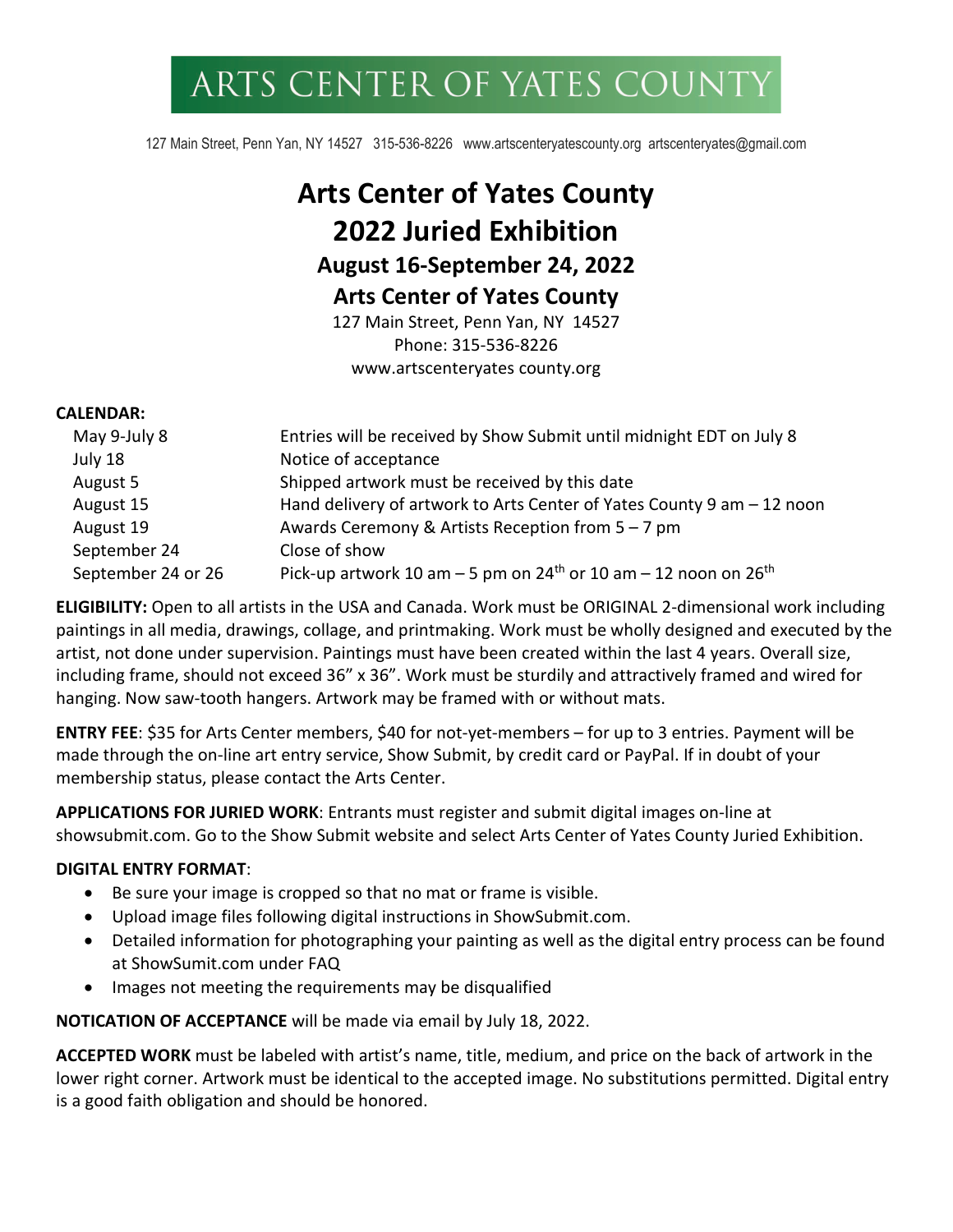# ARTS CENTER OF YATES COUNTY

127 Main Street, Penn Yan, NY 14527 315-536-8226 www.artscenteryatescounty.org artscenteryates@gmail.com

# Arts Center of Yates County
# 2022 Juried Exhibition
## August 16-September 24, 2022
## Arts Center of Yates County

127 Main Street, Penn Yan, NY 14527
Phone: 315-536-8226
www.artscenteryates county.org

**CALENDAR:**

| | |
|---|---|
| May 9-July 8 | Entries will be received by Show Submit until midnight EDT on July 8 |
| July 18 | Notice of acceptance |
| August 5 | Shipped artwork must be received by this date |
| August 15 | Hand delivery of artwork to Arts Center of Yates County 9 am – 12 noon |
| August 19 | Awards Ceremony & Artists Reception from 5 – 7 pm |
| September 24 | Close of show |
| September 24 or 26 | Pick-up artwork 10 am – 5 pm on 24th or 10 am – 12 noon on 26th |

**ELIGIBILITY:** Open to all artists in the USA and Canada. Work must be ORIGINAL 2-dimensional work including paintings in all media, drawings, collage, and printmaking. Work must be wholly designed and executed by the artist, not done under supervision. Paintings must have been created within the last 4 years. Overall size, including frame, should not exceed 36" x 36". Work must be sturdily and attractively framed and wired for hanging. Now saw-tooth hangers. Artwork may be framed with or without mats.

**ENTRY FEE**: $35 for Arts Center members, $40 for not-yet-members – for up to 3 entries. Payment will be made through the on-line art entry service, Show Submit, by credit card or PayPal. If in doubt of your membership status, please contact the Arts Center.

**APPLICATIONS FOR JURIED WORK**: Entrants must register and submit digital images on-line at showsubmit.com. Go to the Show Submit website and select Arts Center of Yates County Juried Exhibition.

**DIGITAL ENTRY FORMAT**:

- Be sure your image is cropped so that no mat or frame is visible.
- Upload image files following digital instructions in ShowSubmit.com.
- Detailed information for photographing your painting as well as the digital entry process can be found at ShowSumit.com under FAQ
- Images not meeting the requirements may be disqualified

**NOTICATION OF ACCEPTANCE** will be made via email by July 18, 2022.

**ACCEPTED WORK** must be labeled with artist's name, title, medium, and price on the back of artwork in the lower right corner. Artwork must be identical to the accepted image. No substitutions permitted. Digital entry is a good faith obligation and should be honored.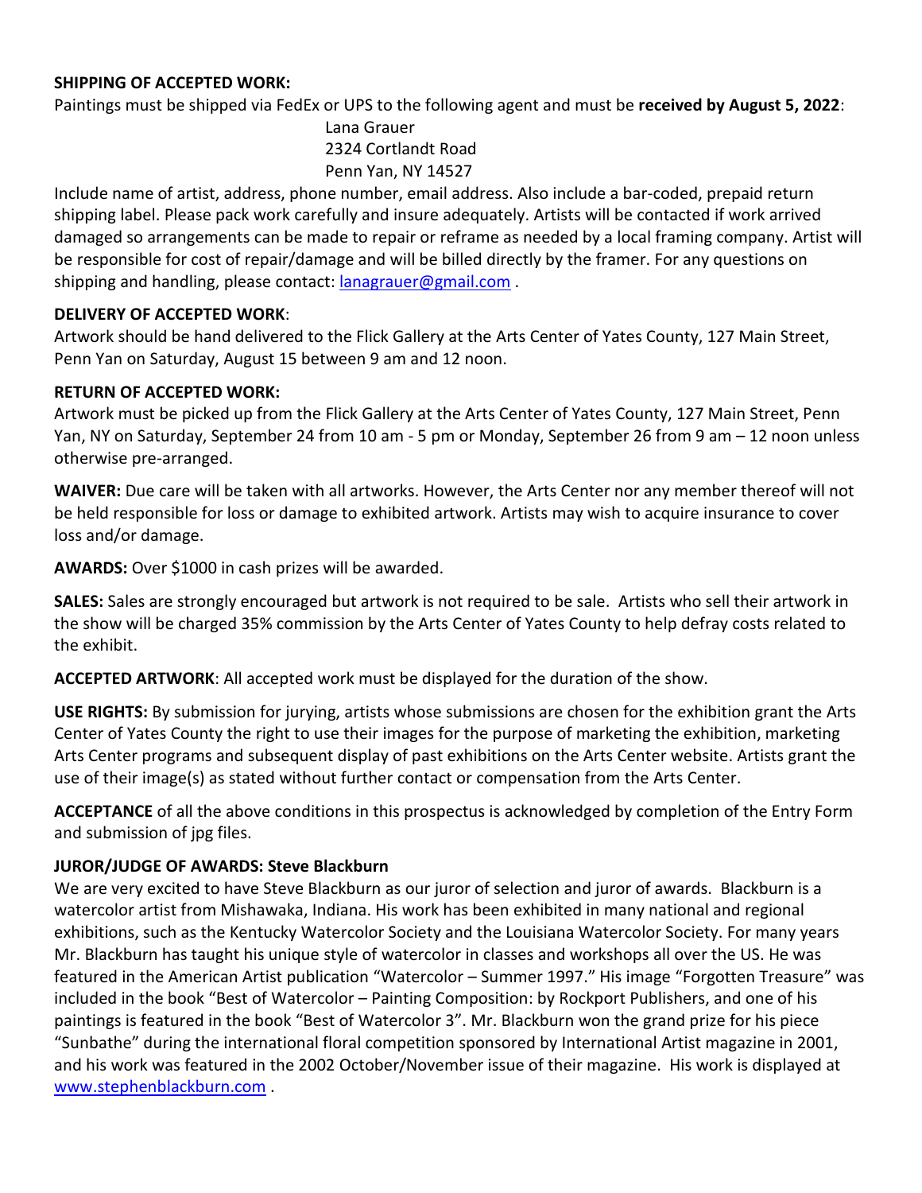**SHIPPING OF ACCEPTED WORK:**
Paintings must be shipped via FedEx or UPS to the following agent and must be **received by August 5, 2022**:

Lana Grauer
2324 Cortlandt Road
Penn Yan, NY 14527

Include name of artist, address, phone number, email address. Also include a bar-coded, prepaid return shipping label. Please pack work carefully and insure adequately. Artists will be contacted if work arrived damaged so arrangements can be made to repair or reframe as needed by a local framing company. Artist will be responsible for cost of repair/damage and will be billed directly by the framer. For any questions on shipping and handling, please contact: lanagrauer@gmail.com .

**DELIVERY OF ACCEPTED WORK**:
Artwork should be hand delivered to the Flick Gallery at the Arts Center of Yates County, 127 Main Street, Penn Yan on Saturday, August 15 between 9 am and 12 noon.

**RETURN OF ACCEPTED WORK:**
Artwork must be picked up from the Flick Gallery at the Arts Center of Yates County, 127 Main Street, Penn Yan, NY on Saturday, September 24 from 10 am - 5 pm or Monday, September 26 from 9 am – 12 noon unless otherwise pre-arranged.

**WAIVER:** Due care will be taken with all artworks. However, the Arts Center nor any member thereof will not be held responsible for loss or damage to exhibited artwork. Artists may wish to acquire insurance to cover loss and/or damage.

**AWARDS:** Over $1000 in cash prizes will be awarded.

**SALES:** Sales are strongly encouraged but artwork is not required to be sale. Artists who sell their artwork in the show will be charged 35% commission by the Arts Center of Yates County to help defray costs related to the exhibit.

**ACCEPTED ARTWORK**: All accepted work must be displayed for the duration of the show.

**USE RIGHTS:** By submission for jurying, artists whose submissions are chosen for the exhibition grant the Arts Center of Yates County the right to use their images for the purpose of marketing the exhibition, marketing Arts Center programs and subsequent display of past exhibitions on the Arts Center website. Artists grant the use of their image(s) as stated without further contact or compensation from the Arts Center.

**ACCEPTANCE** of all the above conditions in this prospectus is acknowledged by completion of the Entry Form and submission of jpg files.

**JUROR/JUDGE OF AWARDS: Steve Blackburn**
We are very excited to have Steve Blackburn as our juror of selection and juror of awards. Blackburn is a watercolor artist from Mishawaka, Indiana. His work has been exhibited in many national and regional exhibitions, such as the Kentucky Watercolor Society and the Louisiana Watercolor Society. For many years Mr. Blackburn has taught his unique style of watercolor in classes and workshops all over the US. He was featured in the American Artist publication "Watercolor – Summer 1997." His image "Forgotten Treasure" was included in the book "Best of Watercolor – Painting Composition: by Rockport Publishers, and one of his paintings is featured in the book "Best of Watercolor 3". Mr. Blackburn won the grand prize for his piece "Sunbathe" during the international floral competition sponsored by International Artist magazine in 2001, and his work was featured in the 2002 October/November issue of their magazine. His work is displayed at www.stephenblackburn.com .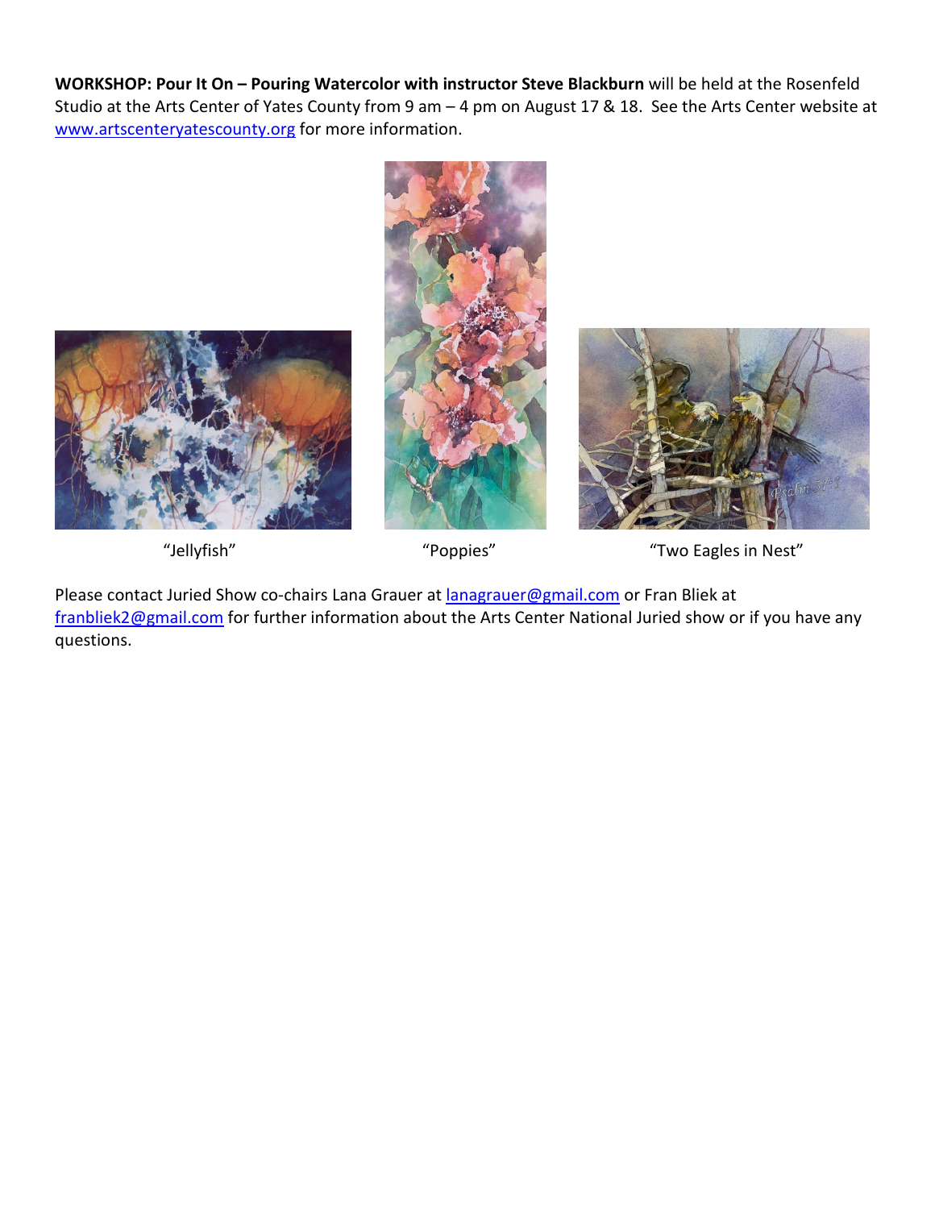**WORKSHOP: Pour It On – Pouring Watercolor with instructor Steve Blackburn** will be held at the Rosenfeld Studio at the Arts Center of Yates County from 9 am – 4 pm on August 17 & 18. See the Arts Center website at www.artscenteryatescounty.org for more information.

"Jellyfish"

"Poppies"

"Two Eagles in Nest"

Please contact Juried Show co-chairs Lana Grauer at lanagrauer@gmail.com or Fran Bliek at franbliek2@gmail.com for further information about the Arts Center National Juried show or if you have any questions.